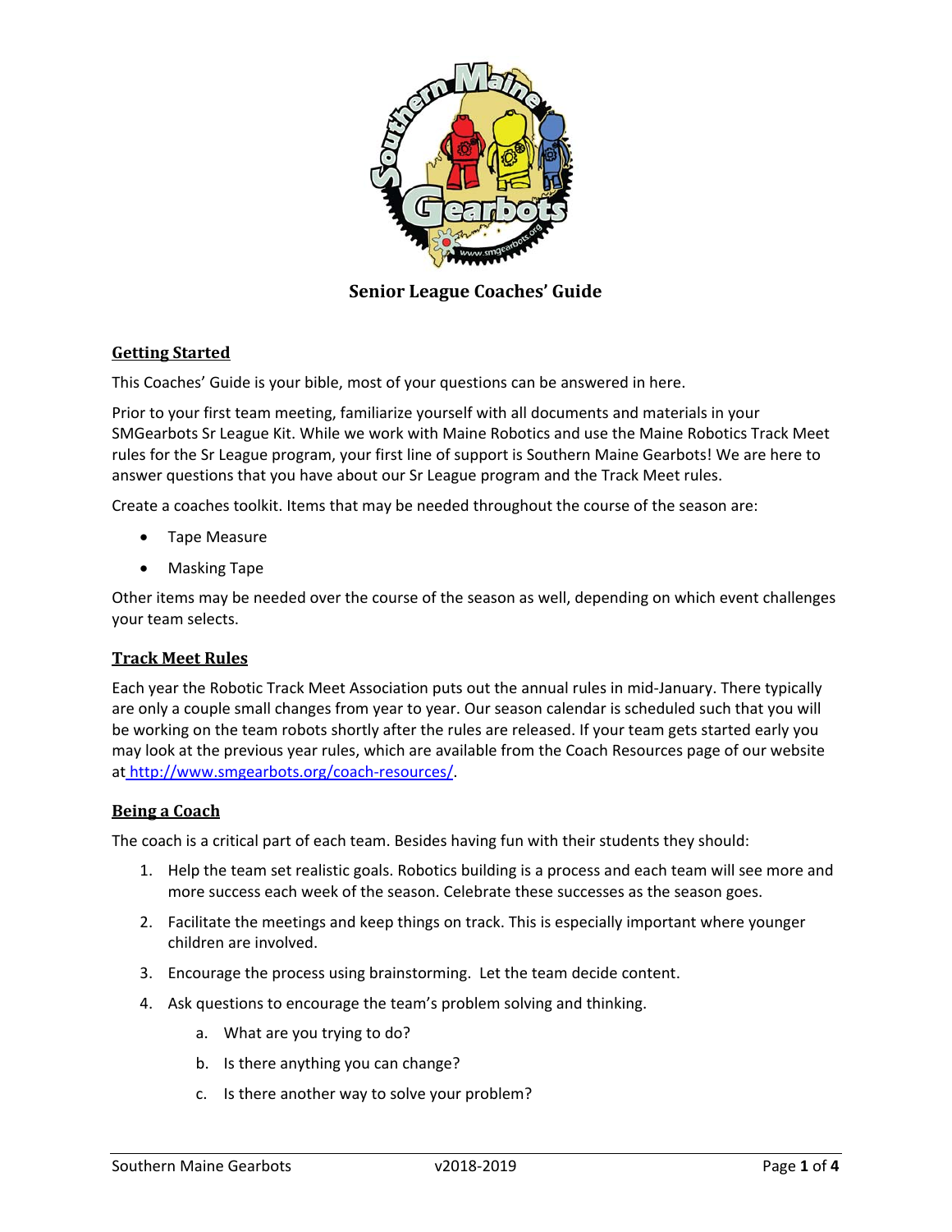# Senior League Coaches' Guide

## Getting Started

This Coaches' Guide is your bible, most of your questions can be answered in here.

Prior to your first team meeting, familiarize yourself with all documents and materials in your SMGearbots Sr League Kit. While we work with Maine Robotics and use the Maine Robotics Track Meet rules for the Sr League program, your first line of support is Southern Maine Gearbots! We are here to answer questions that you have about our Sr League program and the Track Meet rules.

Create a coaches toolkit. Items that may be needed throughout the course of the season are:

- Tape Measure
- Masking Tape

Other items may be needed over the course of the season as well, depending on which event challenges your team selects.

## Track Meet Rules

Each year the Robotic Track Meet Association puts out the annual rules in mid-January. There typically are only a couple small changes from year to year. Our season calendar is scheduled such that you will be working on the team robots shortly after the rules are released. If your team gets started early you may look at the previous year rules, which are available from the Coach Resources page of our website at http://www.smgearbots.org/coach-resources/.

## Being a Coach

The coach is a critical part of each team. Besides having fun with their students they should:

1. Help the team set realistic goals. Robotics building is a process and each team will see more and more success each week of the season. Celebrate these successes as the season goes.
2. Facilitate the meetings and keep things on track. This is especially important where younger children are involved.
3. Encourage the process using brainstorming. Let the team decide content.
4. Ask questions to encourage the team's problem solving and thinking.
    a. What are you trying to do?
    b. Is there anything you can change?
    c. Is there another way to solve your problem?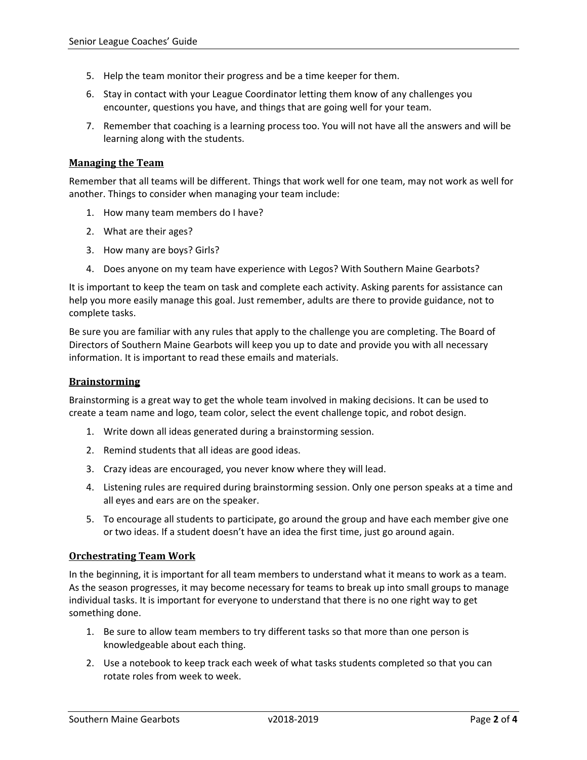5. Help the team monitor their progress and be a time keeper for them.
6. Stay in contact with your League Coordinator letting them know of any challenges you encounter, questions you have, and things that are going well for your team.
7. Remember that coaching is a learning process too. You will not have all the answers and will be learning along with the students.

### Managing the Team

Remember that all teams will be different. Things that work well for one team, may not work as well for another. Things to consider when managing your team include:

1. How many team members do I have?
2. What are their ages?
3. How many are boys? Girls?
4. Does anyone on my team have experience with Legos? With Southern Maine Gearbots?

It is important to keep the team on task and complete each activity. Asking parents for assistance can help you more easily manage this goal. Just remember, adults are there to provide guidance, not to complete tasks.

Be sure you are familiar with any rules that apply to the challenge you are completing. The Board of Directors of Southern Maine Gearbots will keep you up to date and provide you with all necessary information. It is important to read these emails and materials.

### Brainstorming

Brainstorming is a great way to get the whole team involved in making decisions. It can be used to create a team name and logo, team color, select the event challenge topic, and robot design.

1. Write down all ideas generated during a brainstorming session.
2. Remind students that all ideas are good ideas.
3. Crazy ideas are encouraged, you never know where they will lead.
4. Listening rules are required during brainstorming session. Only one person speaks at a time and all eyes and ears are on the speaker.
5. To encourage all students to participate, go around the group and have each member give one or two ideas. If a student doesn't have an idea the first time, just go around again.

### Orchestrating Team Work

In the beginning, it is important for all team members to understand what it means to work as a team. As the season progresses, it may become necessary for teams to break up into small groups to manage individual tasks. It is important for everyone to understand that there is no one right way to get something done.

1. Be sure to allow team members to try different tasks so that more than one person is knowledgeable about each thing.
2. Use a notebook to keep track each week of what tasks students completed so that you can rotate roles from week to week.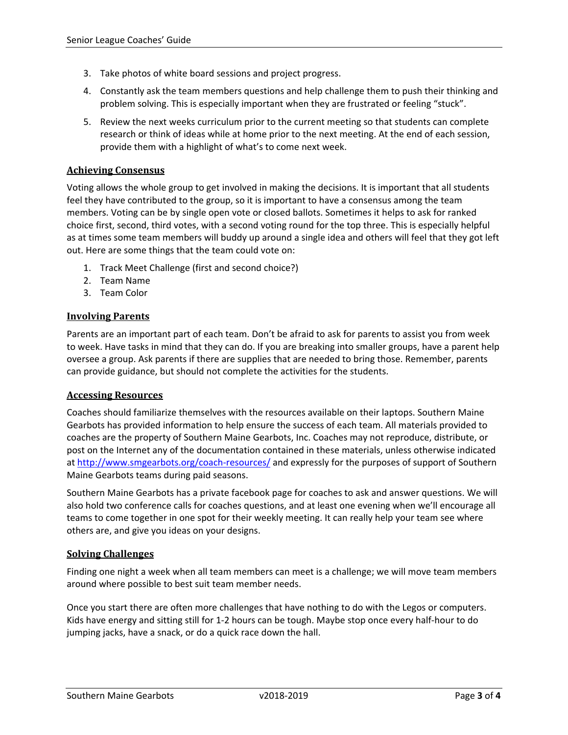3. Take photos of white board sessions and project progress.
4. Constantly ask the team members questions and help challenge them to push their thinking and problem solving. This is especially important when they are frustrated or feeling "stuck".
5. Review the next weeks curriculum prior to the current meeting so that students can complete research or think of ideas while at home prior to the next meeting. At the end of each session, provide them with a highlight of what's to come next week.

## Achieving Consensus

Voting allows the whole group to get involved in making the decisions. It is important that all students feel they have contributed to the group, so it is important to have a consensus among the team members. Voting can be by single open vote or closed ballots. Sometimes it helps to ask for ranked choice first, second, third votes, with a second voting round for the top three. This is especially helpful as at times some team members will buddy up around a single idea and others will feel that they got left out. Here are some things that the team could vote on:

1. Track Meet Challenge (first and second choice?)
2. Team Name
3. Team Color

## Involving Parents

Parents are an important part of each team. Don't be afraid to ask for parents to assist you from week to week. Have tasks in mind that they can do. If you are breaking into smaller groups, have a parent help oversee a group. Ask parents if there are supplies that are needed to bring those. Remember, parents can provide guidance, but should not complete the activities for the students.

## Accessing Resources

Coaches should familiarize themselves with the resources available on their laptops. Southern Maine Gearbots has provided information to help ensure the success of each team. All materials provided to coaches are the property of Southern Maine Gearbots, Inc. Coaches may not reproduce, distribute, or post on the Internet any of the documentation contained in these materials, unless otherwise indicated at http://www.smgearbots.org/coach-resources/ and expressly for the purposes of support of Southern Maine Gearbots teams during paid seasons.

Southern Maine Gearbots has a private facebook page for coaches to ask and answer questions. We will also hold two conference calls for coaches questions, and at least one evening when we'll encourage all teams to come together in one spot for their weekly meeting. It can really help your team see where others are, and give you ideas on your designs.

## Solving Challenges

Finding one night a week when all team members can meet is a challenge; we will move team members around where possible to best suit team member needs.

Once you start there are often more challenges that have nothing to do with the Legos or computers. Kids have energy and sitting still for 1-2 hours can be tough. Maybe stop once every half-hour to do jumping jacks, have a snack, or do a quick race down the hall.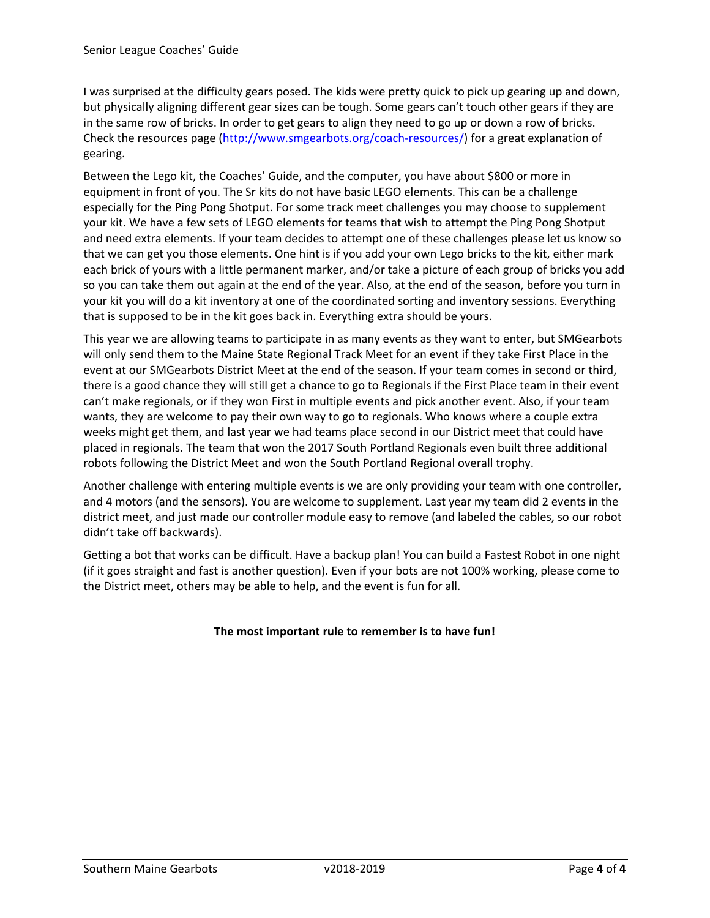I was surprised at the difficulty gears posed. The kids were pretty quick to pick up gearing up and down, but physically aligning different gear sizes can be tough. Some gears can't touch other gears if they are in the same row of bricks. In order to get gears to align they need to go up or down a row of bricks. Check the resources page ([http://www.smgearbots.org/coach-resources/](http://www.smgearbots.org/coach-resources/)) for a great explanation of gearing.

Between the Lego kit, the Coaches' Guide, and the computer, you have about $800 or more in equipment in front of you. The Sr kits do not have basic LEGO elements. This can be a challenge especially for the Ping Pong Shotput. For some track meet challenges you may choose to supplement your kit. We have a few sets of LEGO elements for teams that wish to attempt the Ping Pong Shotput and need extra elements. If your team decides to attempt one of these challenges please let us know so that we can get you those elements. One hint is if you add your own Lego bricks to the kit, either mark each brick of yours with a little permanent marker, and/or take a picture of each group of bricks you add so you can take them out again at the end of the year. Also, at the end of the season, before you turn in your kit you will do a kit inventory at one of the coordinated sorting and inventory sessions. Everything that is supposed to be in the kit goes back in. Everything extra should be yours.

This year we are allowing teams to participate in as many events as they want to enter, but SMGearbots will only send them to the Maine State Regional Track Meet for an event if they take First Place in the event at our SMGearbots District Meet at the end of the season. If your team comes in second or third, there is a good chance they will still get a chance to go to Regionals if the First Place team in their event can't make regionals, or if they won First in multiple events and pick another event. Also, if your team wants, they are welcome to pay their own way to go to regionals. Who knows where a couple extra weeks might get them, and last year we had teams place second in our District meet that could have placed in regionals. The team that won the 2017 South Portland Regionals even built three additional robots following the District Meet and won the South Portland Regional overall trophy.

Another challenge with entering multiple events is we are only providing your team with one controller, and 4 motors (and the sensors). You are welcome to supplement. Last year my team did 2 events in the district meet, and just made our controller module easy to remove (and labeled the cables, so our robot didn't take off backwards).

Getting a bot that works can be difficult. Have a backup plan! You can build a Fastest Robot in one night (if it goes straight and fast is another question). Even if your bots are not 100% working, please come to the District meet, others may be able to help, and the event is fun for all.

**The most important rule to remember is to have fun!**